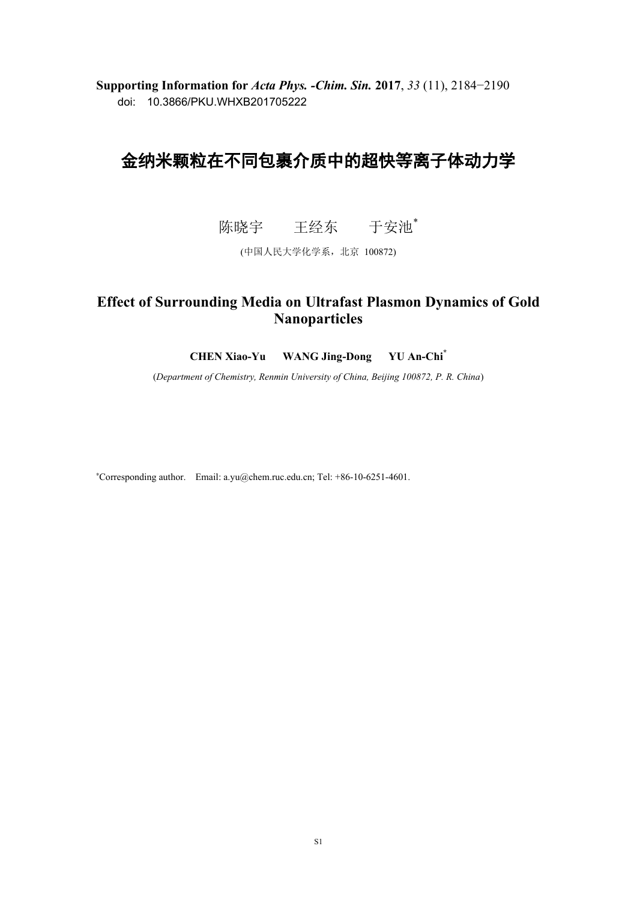**Supporting Information for *Acta Phys. -Chim. Sin.* 2017**, *33* (11), 2184−2190
doi: 10.3866/PKU.WHXB201705222

# 金纳米颗粒在不同包裹介质中的超快等离子体动力学

陈晓宇　　王经东　　于安池*

(中国人民大学化学系，北京 100872)

# Effect of Surrounding Media on Ultrafast Plasmon Dynamics of Gold Nanoparticles

**CHEN Xiao-Yu　WANG Jing-Dong　YU An-Chi***

(*Department of Chemistry, Renmin University of China, Beijing 100872, P. R. China*)

*Corresponding author. Email: a.yu@chem.ruc.edu.cn; Tel: +86-10-6251-4601.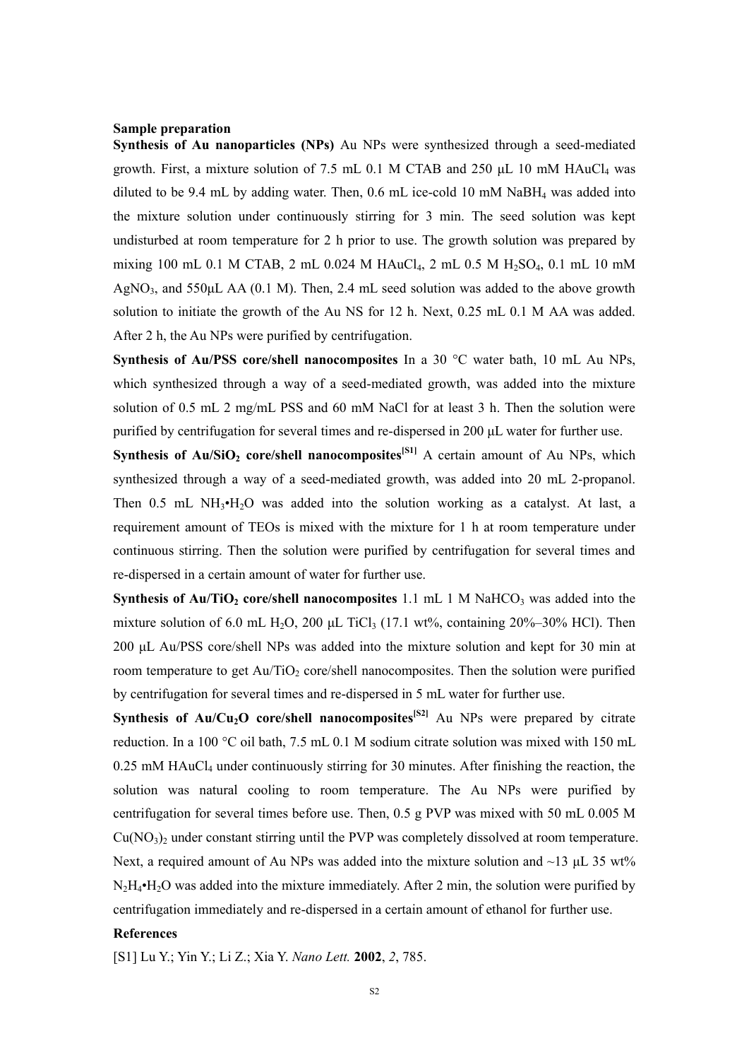**Sample preparation**

**Synthesis of Au nanoparticles (NPs)** Au NPs were synthesized through a seed-mediated growth. First, a mixture solution of 7.5 mL 0.1 M CTAB and 250 μL 10 mM $HAuCl_4$ was diluted to be 9.4 mL by adding water. Then, 0.6 mL ice-cold 10 mM $NaBH_4$ was added into the mixture solution under continuously stirring for 3 min. The seed solution was kept undisturbed at room temperature for 2 h prior to use. The growth solution was prepared by mixing 100 mL 0.1 M CTAB, 2 mL 0.024 M $HAuCl_4$, 2 mL 0.5 M $H_2SO_4$, 0.1 mL 10 mM $AgNO_3$, and 550μL AA (0.1 M). Then, 2.4 mL seed solution was added to the above growth solution to initiate the growth of the Au NS for 12 h. Next, 0.25 mL 0.1 M AA was added. After 2 h, the Au NPs were purified by centrifugation.

**Synthesis of Au/PSS core/shell nanocomposites** In a 30 °C water bath, 10 mL Au NPs, which synthesized through a way of a seed-mediated growth, was added into the mixture solution of 0.5 mL 2 mg/mL PSS and 60 mM NaCl for at least 3 h. Then the solution were purified by centrifugation for several times and re-dispersed in 200 μL water for further use.

**Synthesis of Au/$SiO_2$ core/shell nanocomposites[S1]** A certain amount of Au NPs, which synthesized through a way of a seed-mediated growth, was added into 20 mL 2-propanol. Then 0.5 mL $NH_3$•$H_2O$ was added into the solution working as a catalyst. At last, a requirement amount of TEOs is mixed with the mixture for 1 h at room temperature under continuous stirring. Then the solution were purified by centrifugation for several times and re-dispersed in a certain amount of water for further use.

**Synthesis of Au/$TiO_2$ core/shell nanocomposites** 1.1 mL 1 M $NaHCO_3$ was added into the mixture solution of 6.0 mL $H_2O$, 200 μL $TiCl_3$ (17.1 wt%, containing 20%–30% HCl). Then 200 μL Au/PSS core/shell NPs was added into the mixture solution and kept for 30 min at room temperature to get Au/$TiO_2$ core/shell nanocomposites. Then the solution were purified by centrifugation for several times and re-dispersed in 5 mL water for further use.

**Synthesis of Au/$Cu_2O$ core/shell nanocomposites[S2]** Au NPs were prepared by citrate reduction. In a 100 °C oil bath, 7.5 mL 0.1 M sodium citrate solution was mixed with 150 mL 0.25 mM $HAuCl_4$ under continuously stirring for 30 minutes. After finishing the reaction, the solution was natural cooling to room temperature. The Au NPs were purified by centrifugation for several times before use. Then, 0.5 g PVP was mixed with 50 mL 0.005 M $Cu(NO_3)_2$ under constant stirring until the PVP was completely dissolved at room temperature. Next, a required amount of Au NPs was added into the mixture solution and ~13 μL 35 wt% $N_2H_4$•$H_2O$ was added into the mixture immediately. After 2 min, the solution were purified by centrifugation immediately and re-dispersed in a certain amount of ethanol for further use.

**References**

[S1] Lu Y.; Yin Y.; Li Z.; Xia Y. *Nano Lett.* **2002**, *2*, 785.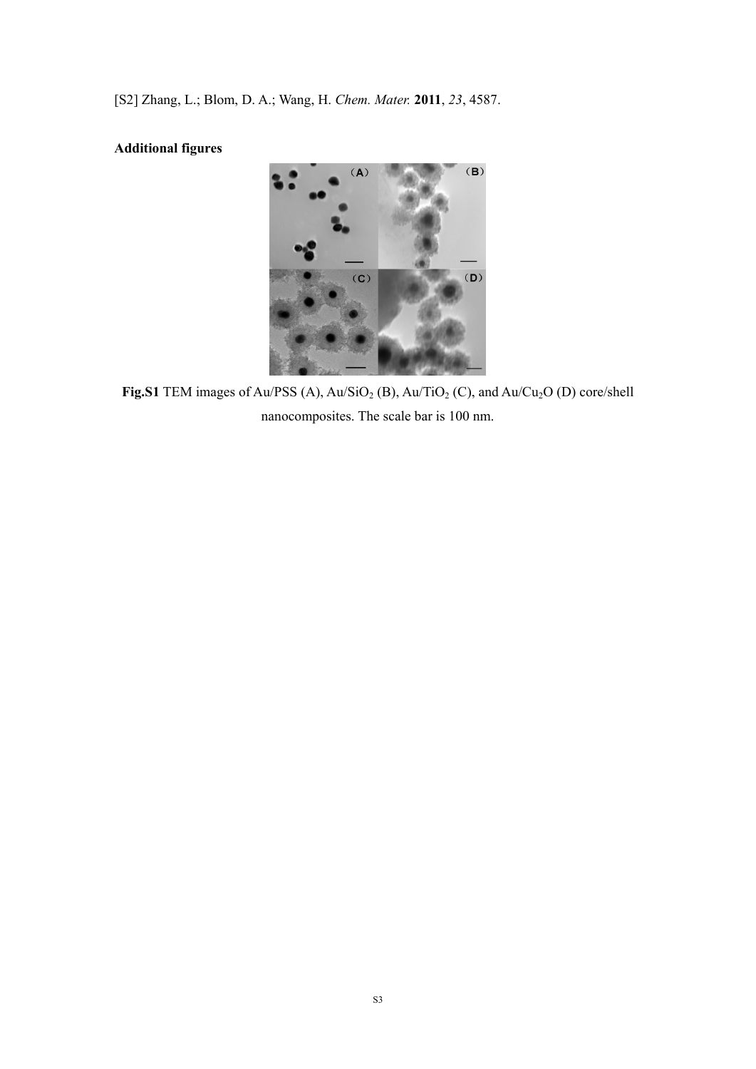[S2] Zhang, L.; Blom, D. A.; Wang, H. *Chem. Mater.* **2011**, *23*, 4587.

**Additional figures**

(A)

(B)

(C)

(D)

**Fig.S1** TEM images of Au/PSS (A), Au/$SiO_2$ (B), Au/$TiO_2$ (C), and Au/$Cu_2O$ (D) core/shell nanocomposites. The scale bar is 100 nm.